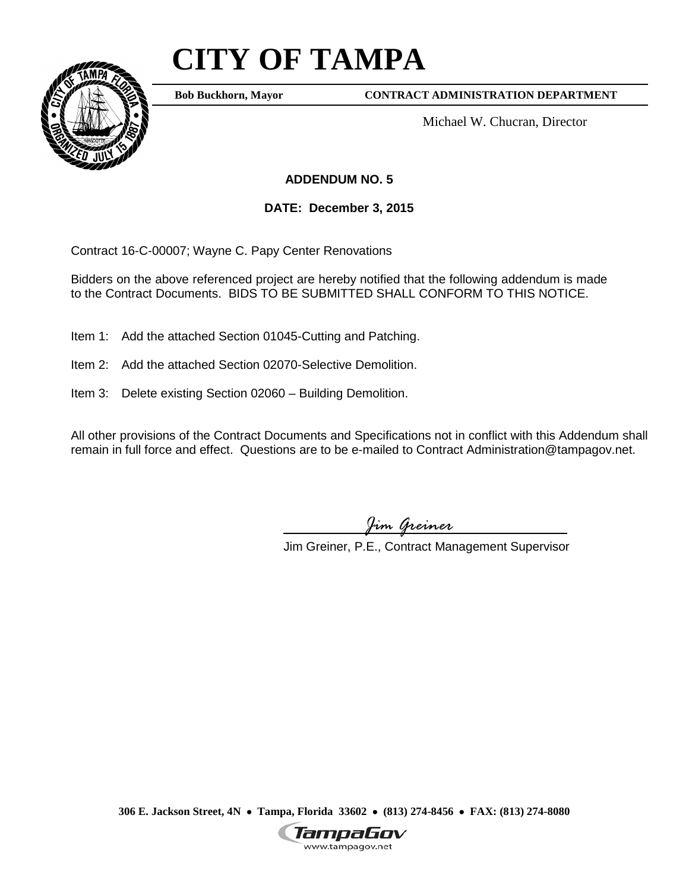# CITY OF TAMPA

**Bob Buckhorn, Mayor** **CONTRACT ADMINISTRATION DEPARTMENT**

Michael W. Chucran, Director

**ADDENDUM NO. 5**

**DATE: December 3, 2015**

Contract 16-C-00007; Wayne C. Papy Center Renovations

Bidders on the above referenced project are hereby notified that the following addendum is made to the Contract Documents. BIDS TO BE SUBMITTED SHALL CONFORM TO THIS NOTICE.

Item 1: Add the attached Section 01045-Cutting and Patching.

Item 2: Add the attached Section 02070-Selective Demolition.

Item 3: Delete existing Section 02060 – Building Demolition.

All other provisions of the Contract Documents and Specifications not in conflict with this Addendum shall remain in full force and effect. Questions are to be e-mailed to Contract Administration@tampagov.net.

*Jim Greiner*

Jim Greiner, P.E., Contract Management Supervisor

**306 E. Jackson Street, 4N • Tampa, Florida 33602 • (813) 274-8456 • FAX: (813) 274-8080**

TampaGov
www.tampagov.net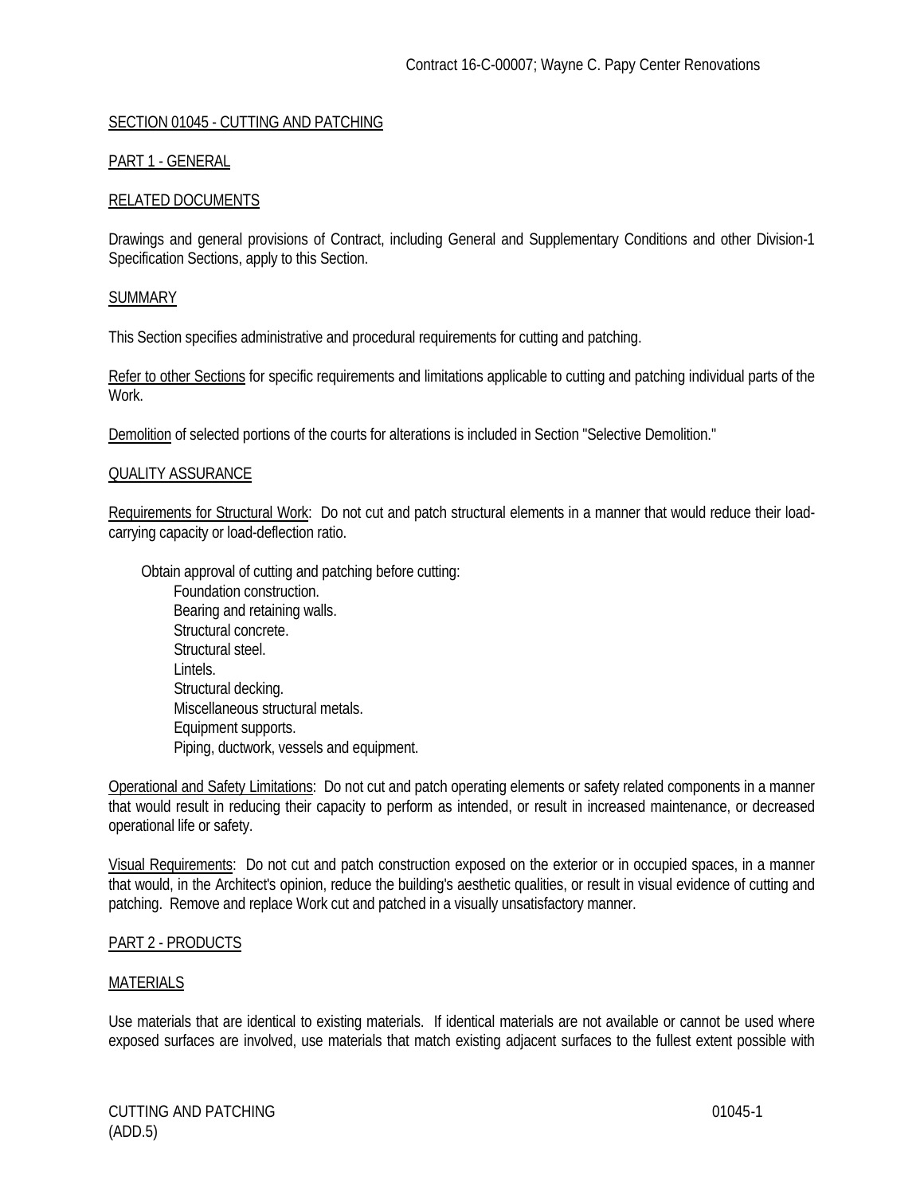## SECTION 01045 - CUTTING AND PATCHING

### PART 1 - GENERAL

#### RELATED DOCUMENTS

Drawings and general provisions of Contract, including General and Supplementary Conditions and other Division-1 Specification Sections, apply to this Section.

#### SUMMARY

This Section specifies administrative and procedural requirements for cutting and patching.

Refer to other Sections for specific requirements and limitations applicable to cutting and patching individual parts of the Work.

Demolition of selected portions of the courts for alterations is included in Section "Selective Demolition."

#### QUALITY ASSURANCE

Requirements for Structural Work: Do not cut and patch structural elements in a manner that would reduce their load-carrying capacity or load-deflection ratio.

Obtain approval of cutting and patching before cutting:

- Foundation construction.
- Bearing and retaining walls.
- Structural concrete.
- Structural steel.
- Lintels.
- Structural decking.
- Miscellaneous structural metals.
- Equipment supports.
- Piping, ductwork, vessels and equipment.

Operational and Safety Limitations: Do not cut and patch operating elements or safety related components in a manner that would result in reducing their capacity to perform as intended, or result in increased maintenance, or decreased operational life or safety.

Visual Requirements: Do not cut and patch construction exposed on the exterior or in occupied spaces, in a manner that would, in the Architect's opinion, reduce the building's aesthetic qualities, or result in visual evidence of cutting and patching. Remove and replace Work cut and patched in a visually unsatisfactory manner.

### PART 2 - PRODUCTS

#### MATERIALS

Use materials that are identical to existing materials. If identical materials are not available or cannot be used where exposed surfaces are involved, use materials that match existing adjacent surfaces to the fullest extent possible with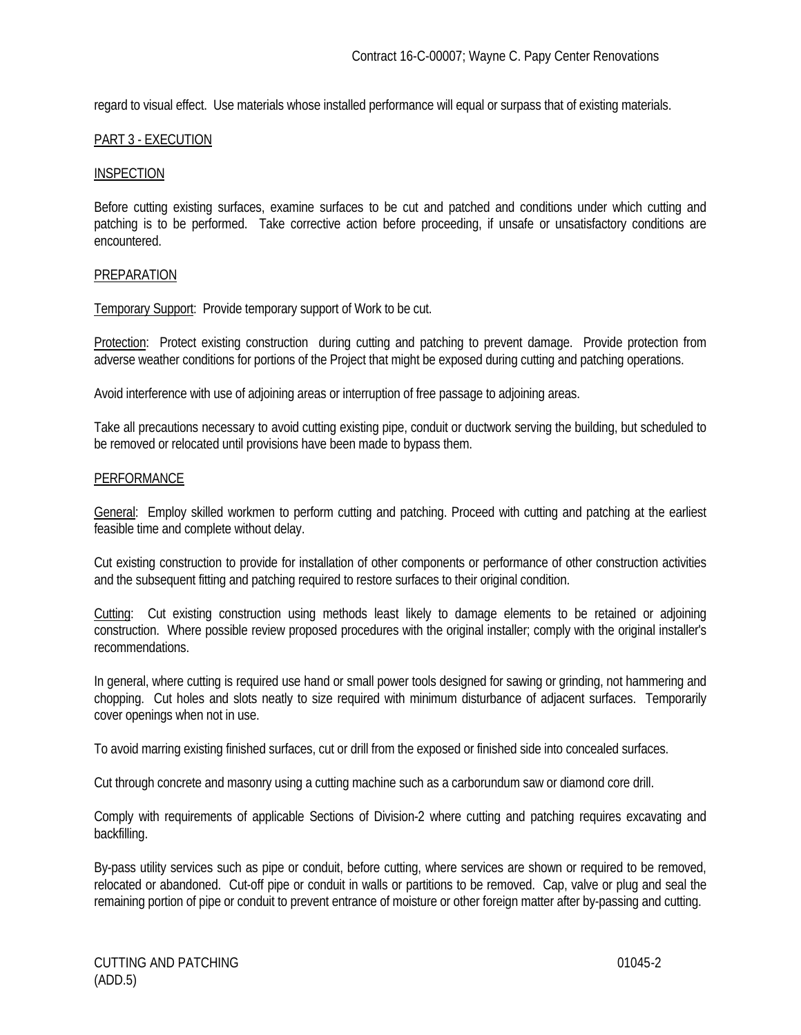regard to visual effect. Use materials whose installed performance will equal or surpass that of existing materials.

## PART 3 - EXECUTION

### INSPECTION

Before cutting existing surfaces, examine surfaces to be cut and patched and conditions under which cutting and patching is to be performed. Take corrective action before proceeding, if unsafe or unsatisfactory conditions are encountered.

### PREPARATION

Temporary Support: Provide temporary support of Work to be cut.

Protection: Protect existing construction during cutting and patching to prevent damage. Provide protection from adverse weather conditions for portions of the Project that might be exposed during cutting and patching operations.

Avoid interference with use of adjoining areas or interruption of free passage to adjoining areas.

Take all precautions necessary to avoid cutting existing pipe, conduit or ductwork serving the building, but scheduled to be removed or relocated until provisions have been made to bypass them.

### PERFORMANCE

General: Employ skilled workmen to perform cutting and patching. Proceed with cutting and patching at the earliest feasible time and complete without delay.

Cut existing construction to provide for installation of other components or performance of other construction activities and the subsequent fitting and patching required to restore surfaces to their original condition.

Cutting: Cut existing construction using methods least likely to damage elements to be retained or adjoining construction. Where possible review proposed procedures with the original installer; comply with the original installer's recommendations.

In general, where cutting is required use hand or small power tools designed for sawing or grinding, not hammering and chopping. Cut holes and slots neatly to size required with minimum disturbance of adjacent surfaces. Temporarily cover openings when not in use.

To avoid marring existing finished surfaces, cut or drill from the exposed or finished side into concealed surfaces.

Cut through concrete and masonry using a cutting machine such as a carborundum saw or diamond core drill.

Comply with requirements of applicable Sections of Division-2 where cutting and patching requires excavating and backfilling.

By-pass utility services such as pipe or conduit, before cutting, where services are shown or required to be removed, relocated or abandoned. Cut-off pipe or conduit in walls or partitions to be removed. Cap, valve or plug and seal the remaining portion of pipe or conduit to prevent entrance of moisture or other foreign matter after by-passing and cutting.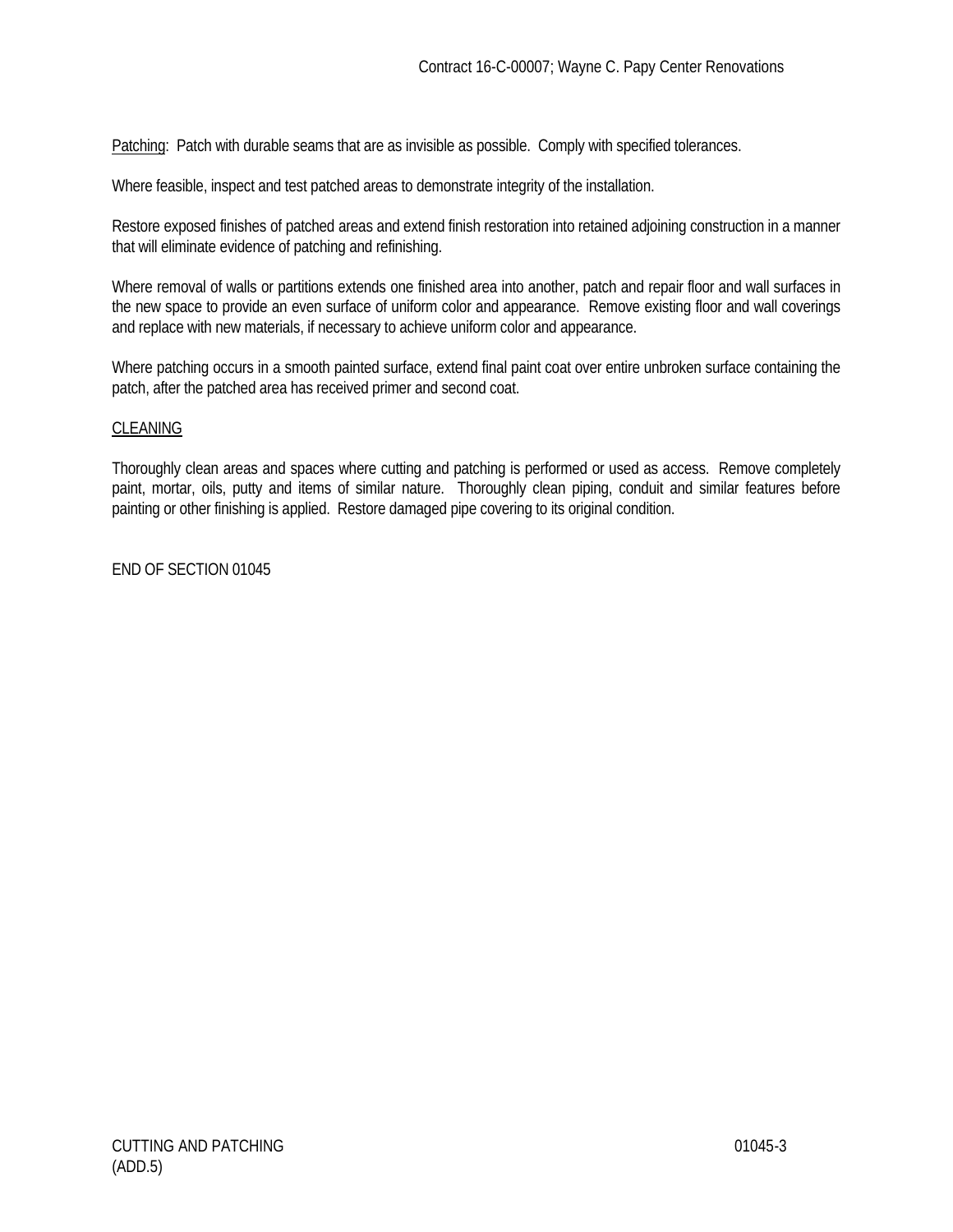<u>Patching</u>: Patch with durable seams that are as invisible as possible. Comply with specified tolerances.

Where feasible, inspect and test patched areas to demonstrate integrity of the installation.

Restore exposed finishes of patched areas and extend finish restoration into retained adjoining construction in a manner that will eliminate evidence of patching and refinishing.

Where removal of walls or partitions extends one finished area into another, patch and repair floor and wall surfaces in the new space to provide an even surface of uniform color and appearance. Remove existing floor and wall coverings and replace with new materials, if necessary to achieve uniform color and appearance.

Where patching occurs in a smooth painted surface, extend final paint coat over entire unbroken surface containing the patch, after the patched area has received primer and second coat.

<u>CLEANING</u>

Thoroughly clean areas and spaces where cutting and patching is performed or used as access. Remove completely paint, mortar, oils, putty and items of similar nature. Thoroughly clean piping, conduit and similar features before painting or other finishing is applied. Restore damaged pipe covering to its original condition.

END OF SECTION 01045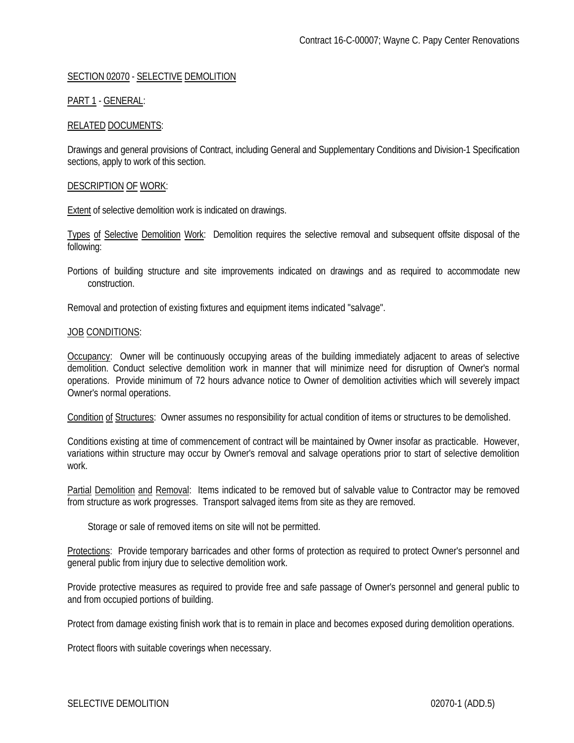## SECTION 02070 - SELECTIVE DEMOLITION

### PART 1 - GENERAL:

#### RELATED DOCUMENTS:

Drawings and general provisions of Contract, including General and Supplementary Conditions and Division-1 Specification sections, apply to work of this section.

#### DESCRIPTION OF WORK:

Extent of selective demolition work is indicated on drawings.

Types of Selective Demolition Work: Demolition requires the selective removal and subsequent offsite disposal of the following:

Portions of building structure and site improvements indicated on drawings and as required to accommodate new construction.

Removal and protection of existing fixtures and equipment items indicated "salvage".

#### JOB CONDITIONS:

Occupancy: Owner will be continuously occupying areas of the building immediately adjacent to areas of selective demolition. Conduct selective demolition work in manner that will minimize need for disruption of Owner's normal operations. Provide minimum of 72 hours advance notice to Owner of demolition activities which will severely impact Owner's normal operations.

Condition of Structures: Owner assumes no responsibility for actual condition of items or structures to be demolished.

Conditions existing at time of commencement of contract will be maintained by Owner insofar as practicable. However, variations within structure may occur by Owner's removal and salvage operations prior to start of selective demolition work.

Partial Demolition and Removal: Items indicated to be removed but of salvable value to Contractor may be removed from structure as work progresses. Transport salvaged items from site as they are removed.

Storage or sale of removed items on site will not be permitted.

Protections: Provide temporary barricades and other forms of protection as required to protect Owner's personnel and general public from injury due to selective demolition work.

Provide protective measures as required to provide free and safe passage of Owner's personnel and general public to and from occupied portions of building.

Protect from damage existing finish work that is to remain in place and becomes exposed during demolition operations.

Protect floors with suitable coverings when necessary.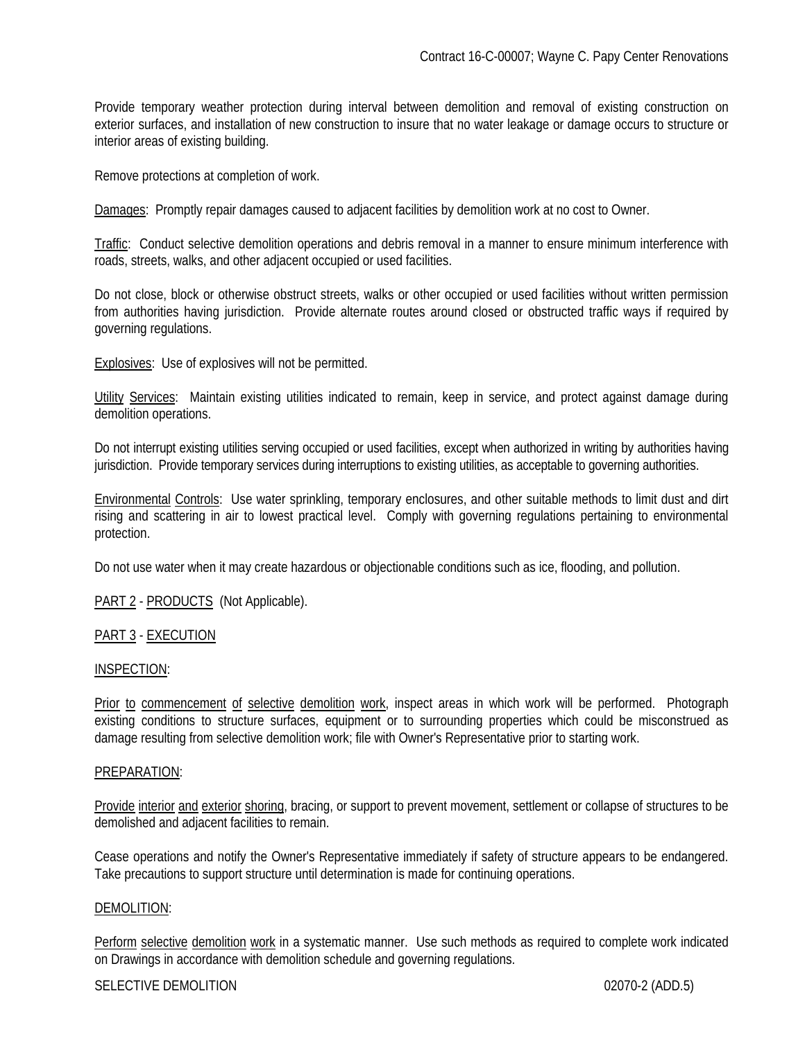Provide temporary weather protection during interval between demolition and removal of existing construction on exterior surfaces, and installation of new construction to insure that no water leakage or damage occurs to structure or interior areas of existing building.

Remove protections at completion of work.

Damages: Promptly repair damages caused to adjacent facilities by demolition work at no cost to Owner.

Traffic: Conduct selective demolition operations and debris removal in a manner to ensure minimum interference with roads, streets, walks, and other adjacent occupied or used facilities.

Do not close, block or otherwise obstruct streets, walks or other occupied or used facilities without written permission from authorities having jurisdiction. Provide alternate routes around closed or obstructed traffic ways if required by governing regulations.

Explosives: Use of explosives will not be permitted.

Utility Services: Maintain existing utilities indicated to remain, keep in service, and protect against damage during demolition operations.

Do not interrupt existing utilities serving occupied or used facilities, except when authorized in writing by authorities having jurisdiction. Provide temporary services during interruptions to existing utilities, as acceptable to governing authorities.

Environmental Controls: Use water sprinkling, temporary enclosures, and other suitable methods to limit dust and dirt rising and scattering in air to lowest practical level. Comply with governing regulations pertaining to environmental protection.

Do not use water when it may create hazardous or objectionable conditions such as ice, flooding, and pollution.

PART 2 - PRODUCTS (Not Applicable).

PART 3 - EXECUTION

INSPECTION:

Prior to commencement of selective demolition work, inspect areas in which work will be performed. Photograph existing conditions to structure surfaces, equipment or to surrounding properties which could be misconstrued as damage resulting from selective demolition work; file with Owner's Representative prior to starting work.

PREPARATION:

Provide interior and exterior shoring, bracing, or support to prevent movement, settlement or collapse of structures to be demolished and adjacent facilities to remain.

Cease operations and notify the Owner's Representative immediately if safety of structure appears to be endangered. Take precautions to support structure until determination is made for continuing operations.

DEMOLITION:

Perform selective demolition work in a systematic manner. Use such methods as required to complete work indicated on Drawings in accordance with demolition schedule and governing regulations.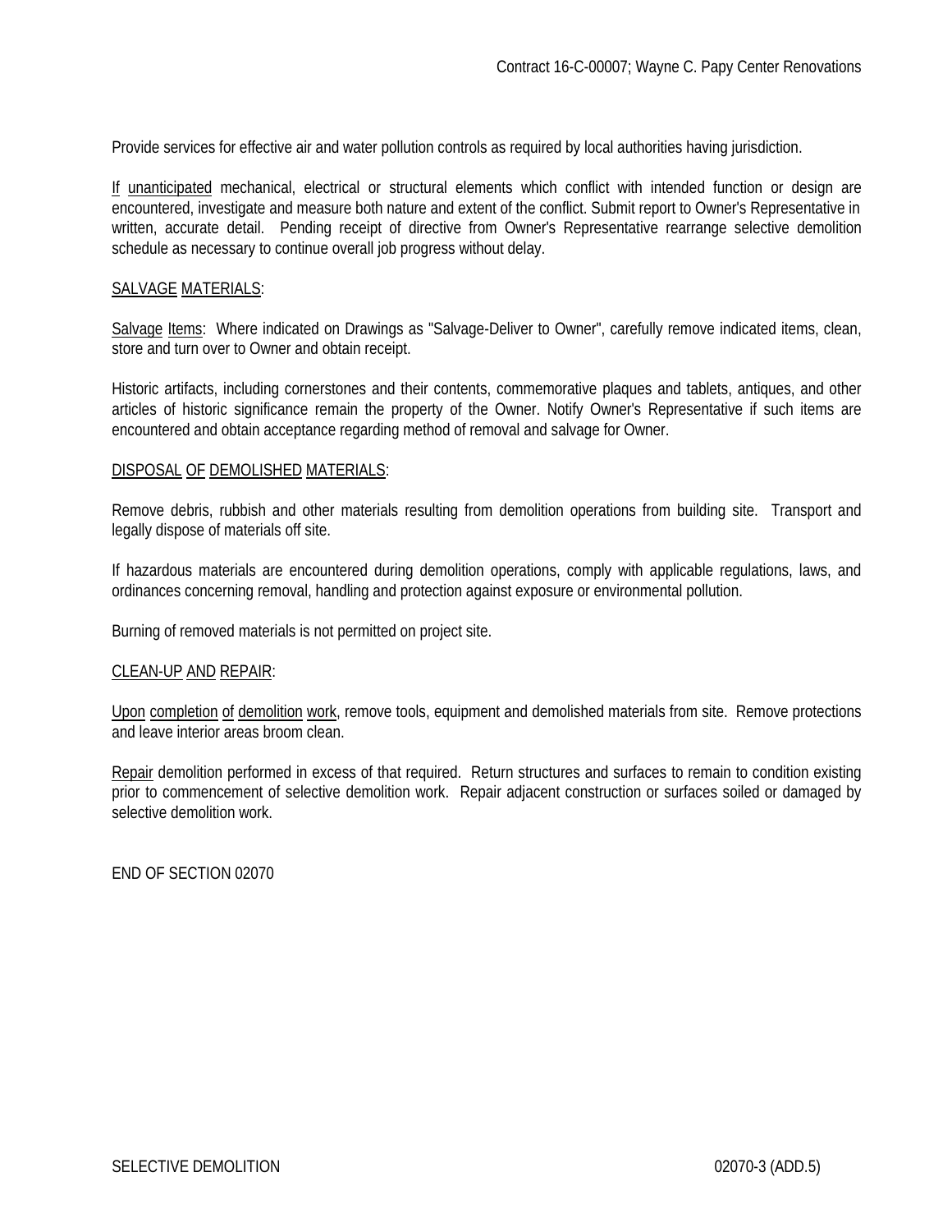Provide services for effective air and water pollution controls as required by local authorities having jurisdiction.

If unanticipated mechanical, electrical or structural elements which conflict with intended function or design are encountered, investigate and measure both nature and extent of the conflict. Submit report to Owner's Representative in written, accurate detail. Pending receipt of directive from Owner's Representative rearrange selective demolition schedule as necessary to continue overall job progress without delay.

SALVAGE MATERIALS:

Salvage Items: Where indicated on Drawings as "Salvage-Deliver to Owner", carefully remove indicated items, clean, store and turn over to Owner and obtain receipt.

Historic artifacts, including cornerstones and their contents, commemorative plaques and tablets, antiques, and other articles of historic significance remain the property of the Owner. Notify Owner's Representative if such items are encountered and obtain acceptance regarding method of removal and salvage for Owner.

DISPOSAL OF DEMOLISHED MATERIALS:

Remove debris, rubbish and other materials resulting from demolition operations from building site. Transport and legally dispose of materials off site.

If hazardous materials are encountered during demolition operations, comply with applicable regulations, laws, and ordinances concerning removal, handling and protection against exposure or environmental pollution.

Burning of removed materials is not permitted on project site.

CLEAN-UP AND REPAIR:

Upon completion of demolition work, remove tools, equipment and demolished materials from site. Remove protections and leave interior areas broom clean.

Repair demolition performed in excess of that required. Return structures and surfaces to remain to condition existing prior to commencement of selective demolition work. Repair adjacent construction or surfaces soiled or damaged by selective demolition work.

END OF SECTION 02070